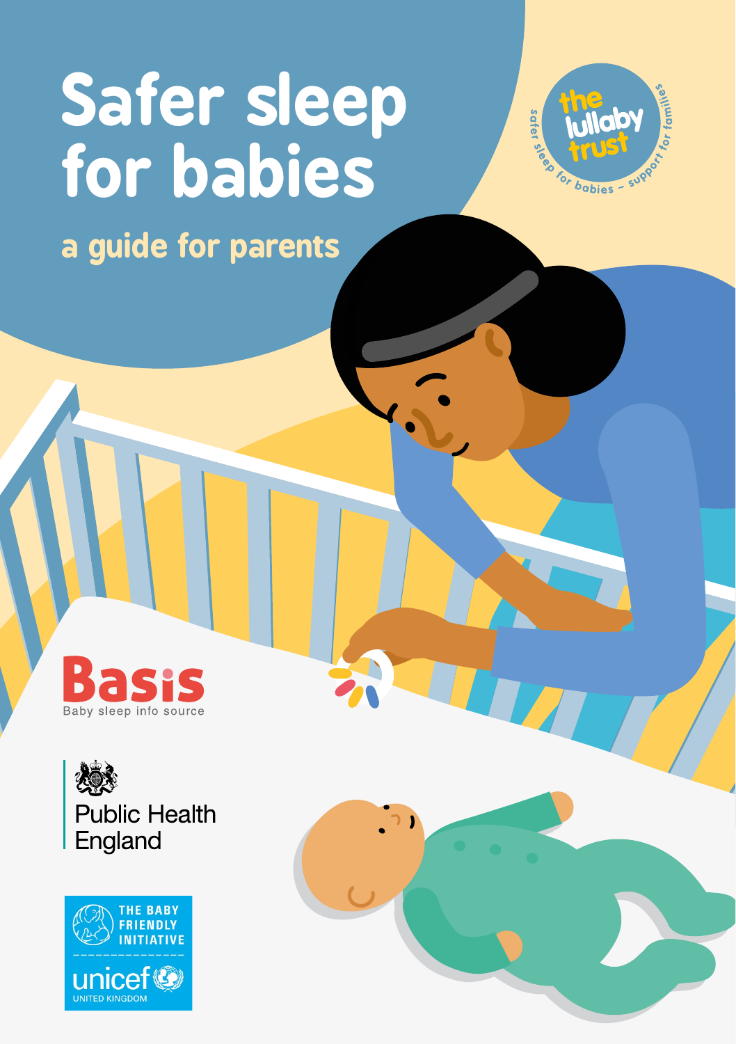# Safer sleep for babies

## a guide for parents

the lullaby trust

safer sleep for babies – support for families

Basis

Baby sleep info source

Public Health England

THE BABY FRIENDLY INITIATIVE

unicef

UNITED KINGDOM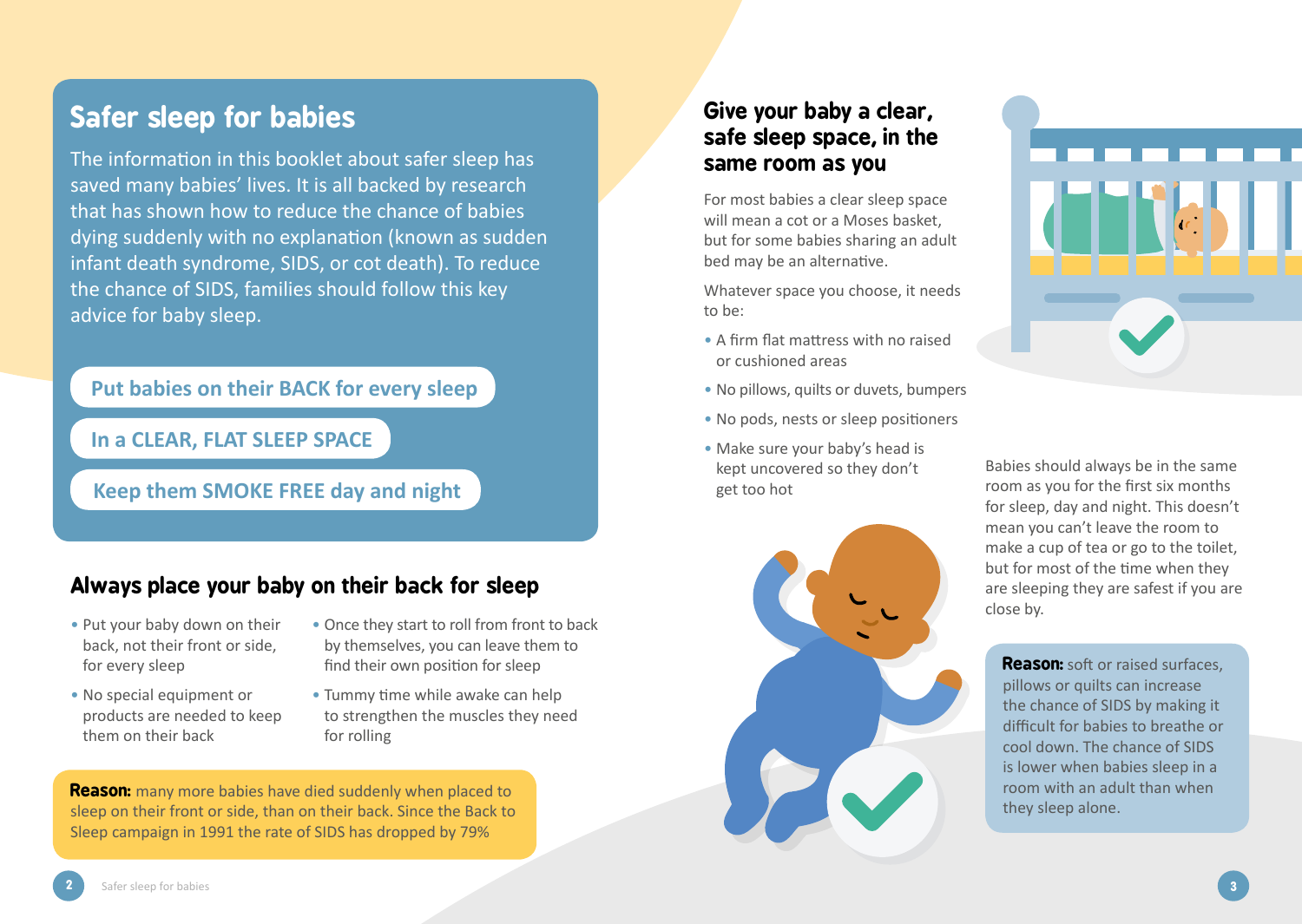# Safer sleep for babies

The information in this booklet about safer sleep has saved many babies' lives. It is all backed by research that has shown how to reduce the chance of babies dying suddenly with no explanation (known as sudden infant death syndrome, SIDS, or cot death). To reduce the chance of SIDS, families should follow this key advice for baby sleep.

**Put babies on their BACK for every sleep**

**In a CLEAR, FLAT SLEEP SPACE**

**Keep them SMOKE FREE day and night**

## Always place your baby on their back for sleep

- Put your baby down on their back, not their front or side, for every sleep
- No special equipment or products are needed to keep them on their back
- Once they start to roll from front to back by themselves, you can leave them to find their own position for sleep
- Tummy time while awake can help to strengthen the muscles they need for rolling

**Reason:** many more babies have died suddenly when placed to sleep on their front or side, than on their back. Since the Back to Sleep campaign in 1991 the rate of SIDS has dropped by 79%

## Give your baby a clear, safe sleep space, in the same room as you

For most babies a clear sleep space will mean a cot or a Moses basket, but for some babies sharing an adult bed may be an alternative.

Whatever space you choose, it needs to be:

- A firm flat mattress with no raised or cushioned areas
- No pillows, quilts or duvets, bumpers
- No pods, nests or sleep positioners
- Make sure your baby's head is kept uncovered so they don't get too hot

Babies should always be in the same room as you for the first six months for sleep, day and night. This doesn't mean you can't leave the room to make a cup of tea or go to the toilet, but for most of the time when they are sleeping they are safest if you are close by.

**Reason:** soft or raised surfaces, pillows or quilts can increase the chance of SIDS by making it difficult for babies to breathe or cool down. The chance of SIDS is lower when babies sleep in a room with an adult than when they sleep alone.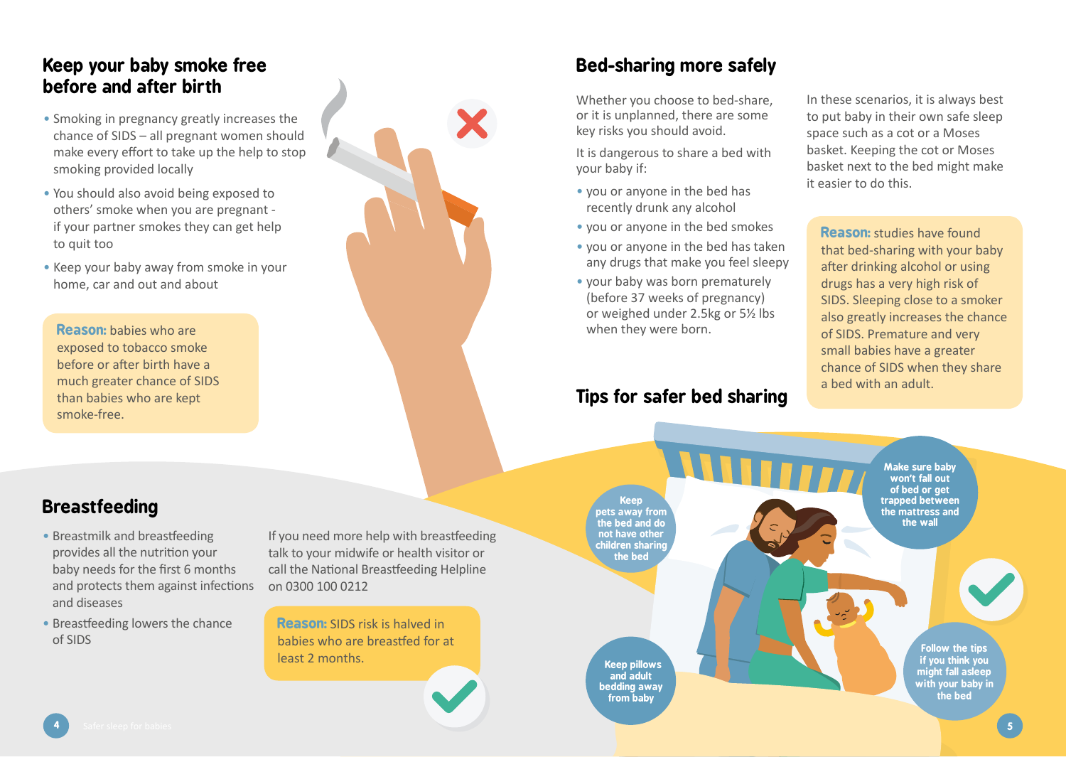## Keep your baby smoke free before and after birth

- Smoking in pregnancy greatly increases the chance of SIDS – all pregnant women should make every effort to take up the help to stop smoking provided locally
- You should also avoid being exposed to others' smoke when you are pregnant - if your partner smokes they can get help to quit too
- Keep your baby away from smoke in your home, car and out and about

**Reason:** babies who are exposed to tobacco smoke before or after birth have a much greater chance of SIDS than babies who are kept smoke-free.

## Breastfeeding

- Breastmilk and breastfeeding provides all the nutrition your baby needs for the first 6 months and protects them against infections and diseases
- Breastfeeding lowers the chance of SIDS

If you need more help with breastfeeding talk to your midwife or health visitor or call the National Breastfeeding Helpline on 0300 100 0212

**Reason:** SIDS risk is halved in babies who are breastfed for at least 2 months.

## Bed-sharing more safely

Whether you choose to bed-share, or it is unplanned, there are some key risks you should avoid.

It is dangerous to share a bed with your baby if:

- you or anyone in the bed has recently drunk any alcohol
- you or anyone in the bed smokes
- you or anyone in the bed has taken any drugs that make you feel sleepy
- your baby was born prematurely (before 37 weeks of pregnancy) or weighed under 2.5kg or 5½ lbs when they were born.

In these scenarios, it is always best to put baby in their own safe sleep space such as a cot or a Moses basket. Keeping the cot or Moses basket next to the bed might make it easier to do this.

**Reason:** studies have found that bed-sharing with your baby after drinking alcohol or using drugs has a very high risk of SIDS. Sleeping close to a smoker also greatly increases the chance of SIDS. Premature and very small babies have a greater chance of SIDS when they share a bed with an adult.

## Tips for safer bed sharing

- Keep pets away from the bed and do not have other children sharing the bed
- Make sure baby won't fall out of bed or get trapped between the mattress and the wall
- Keep pillows and adult bedding away from baby
- Follow the tips if you think you might fall asleep with your baby in the bed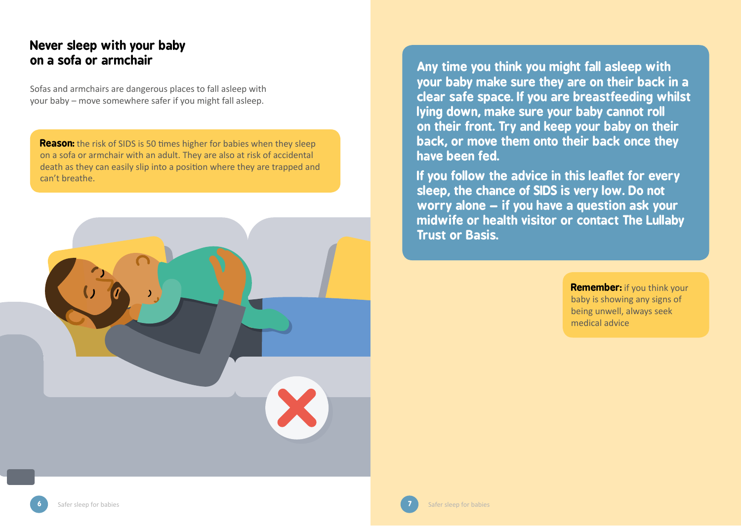## Never sleep with your baby on a sofa or armchair

Sofas and armchairs are dangerous places to fall asleep with your baby – move somewhere safer if you might fall asleep.

**Reason:** the risk of SIDS is 50 times higher for babies when they sleep on a sofa or armchair with an adult. They are also at risk of accidental death as they can easily slip into a position where they are trapped and can't breathe.

**Any time you think you might fall asleep with your baby make sure they are on their back in a clear safe space. If you are breastfeeding whilst lying down, make sure your baby cannot roll on their front. Try and keep your baby on their back, or move them onto their back once they have been fed.**

**If you follow the advice in this leaflet for every sleep, the chance of SIDS is very low. Do not worry alone – if you have a question ask your midwife or health visitor or contact The Lullaby Trust or Basis.**

**Remember:** if you think your baby is showing any signs of being unwell, always seek medical advice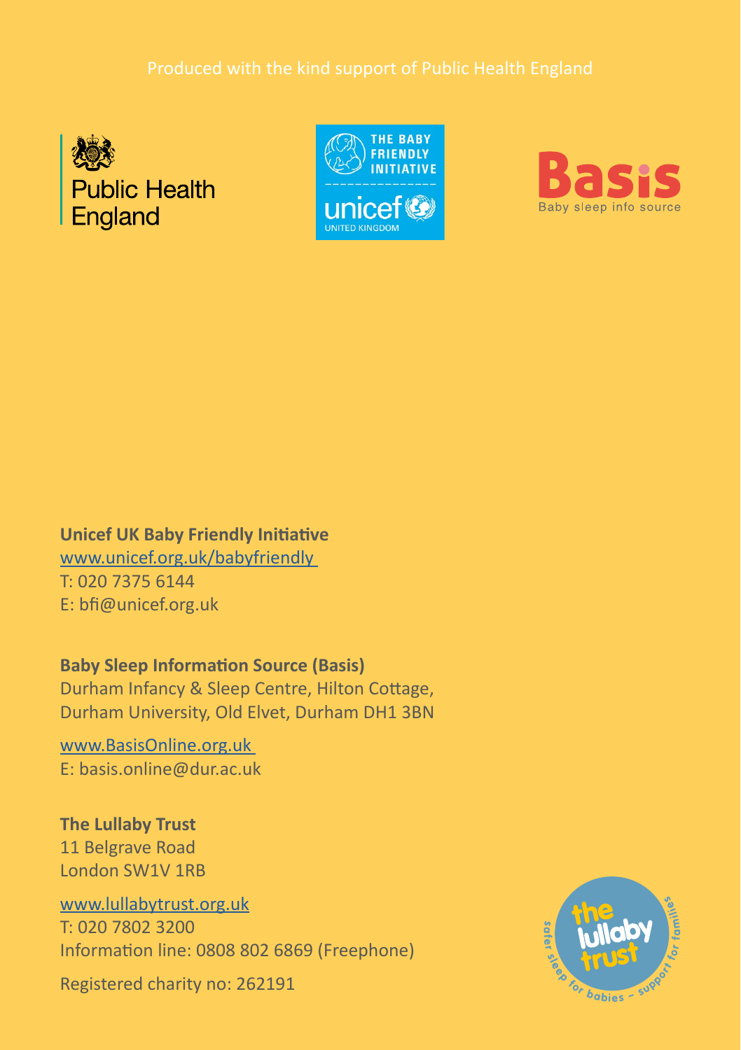Produced with the kind support of Public Health England

**Unicef UK Baby Friendly Initiative**
www.unicef.org.uk/babyfriendly
T: 020 7375 6144
E: bfi@unicef.org.uk

**Baby Sleep Information Source (Basis)**
Durham Infancy & Sleep Centre, Hilton Cottage,
Durham University, Old Elvet, Durham DH1 3BN

www.BasisOnline.org.uk
E: basis.online@dur.ac.uk

**The Lullaby Trust**
11 Belgrave Road
London SW1V 1RB

www.lullabytrust.org.uk
T: 020 7802 3200
Information line: 0808 802 6869 (Freephone)

Registered charity no: 262191